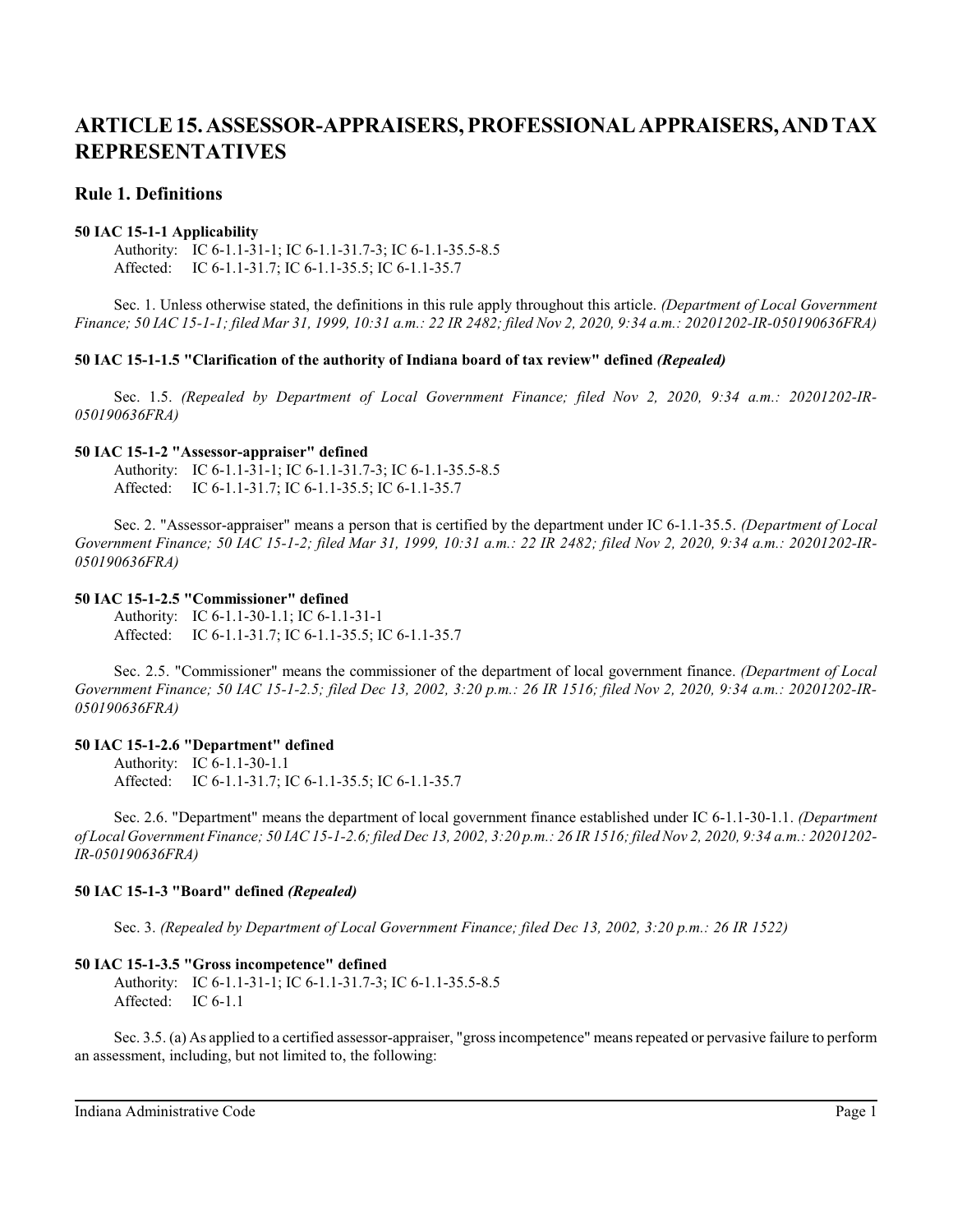# ARTICLE 15. ASSESSOR-APPRAISERS, PROFESSIONAL APPRAISERS, AND TAX REPRESENTATIVES

## Rule 1. Definitions

**50 IAC 15-1-1 Applicability**

Authority: IC 6-1.1-31-1; IC 6-1.1-31.7-3; IC 6-1.1-35.5-8.5
Affected: IC 6-1.1-31.7; IC 6-1.1-35.5; IC 6-1.1-35.7

Sec. 1. Unless otherwise stated, the definitions in this rule apply throughout this article. *(Department of Local Government Finance; 50 IAC 15-1-1; filed Mar 31, 1999, 10:31 a.m.: 22 IR 2482; filed Nov 2, 2020, 9:34 a.m.: 20201202-IR-050190636FRA)*

**50 IAC 15-1-1.5 "Clarification of the authority of Indiana board of tax review" defined *(Repealed)***

Sec. 1.5. *(Repealed by Department of Local Government Finance; filed Nov 2, 2020, 9:34 a.m.: 20201202-IR-050190636FRA)*

**50 IAC 15-1-2 "Assessor-appraiser" defined**

Authority: IC 6-1.1-31-1; IC 6-1.1-31.7-3; IC 6-1.1-35.5-8.5
Affected: IC 6-1.1-31.7; IC 6-1.1-35.5; IC 6-1.1-35.7

Sec. 2. "Assessor-appraiser" means a person that is certified by the department under IC 6-1.1-35.5. *(Department of Local Government Finance; 50 IAC 15-1-2; filed Mar 31, 1999, 10:31 a.m.: 22 IR 2482; filed Nov 2, 2020, 9:34 a.m.: 20201202-IR-050190636FRA)*

**50 IAC 15-1-2.5 "Commissioner" defined**

Authority: IC 6-1.1-30-1.1; IC 6-1.1-31-1
Affected: IC 6-1.1-31.7; IC 6-1.1-35.5; IC 6-1.1-35.7

Sec. 2.5. "Commissioner" means the commissioner of the department of local government finance. *(Department of Local Government Finance; 50 IAC 15-1-2.5; filed Dec 13, 2002, 3:20 p.m.: 26 IR 1516; filed Nov 2, 2020, 9:34 a.m.: 20201202-IR-050190636FRA)*

**50 IAC 15-1-2.6 "Department" defined**

Authority: IC 6-1.1-30-1.1
Affected: IC 6-1.1-31.7; IC 6-1.1-35.5; IC 6-1.1-35.7

Sec. 2.6. "Department" means the department of local government finance established under IC 6-1.1-30-1.1. *(Department of Local Government Finance; 50 IAC 15-1-2.6; filed Dec 13, 2002, 3:20 p.m.: 26 IR 1516; filed Nov 2, 2020, 9:34 a.m.: 20201202-IR-050190636FRA)*

**50 IAC 15-1-3 "Board" defined *(Repealed)***

Sec. 3. *(Repealed by Department of Local Government Finance; filed Dec 13, 2002, 3:20 p.m.: 26 IR 1522)*

**50 IAC 15-1-3.5 "Gross incompetence" defined**

Authority: IC 6-1.1-31-1; IC 6-1.1-31.7-3; IC 6-1.1-35.5-8.5
Affected: IC 6-1.1

Sec. 3.5. (a) As applied to a certified assessor-appraiser, "gross incompetence" means repeated or pervasive failure to perform an assessment, including, but not limited to, the following: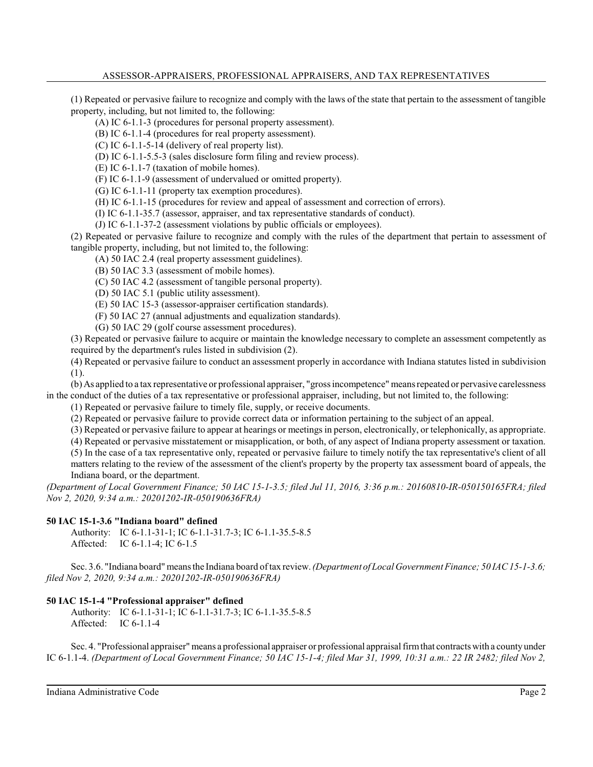(1) Repeated or pervasive failure to recognize and comply with the laws of the state that pertain to the assessment of tangible property, including, but not limited to, the following:

(A) IC 6-1.1-3 (procedures for personal property assessment).

(B) IC 6-1.1-4 (procedures for real property assessment).

(C) IC 6-1.1-5-14 (delivery of real property list).

(D) IC 6-1.1-5.5-3 (sales disclosure form filing and review process).

(E) IC 6-1.1-7 (taxation of mobile homes).

(F) IC 6-1.1-9 (assessment of undervalued or omitted property).

(G) IC 6-1.1-11 (property tax exemption procedures).

(H) IC 6-1.1-15 (procedures for review and appeal of assessment and correction of errors).

(I) IC 6-1.1-35.7 (assessor, appraiser, and tax representative standards of conduct).

(J) IC 6-1.1-37-2 (assessment violations by public officials or employees).

(2) Repeated or pervasive failure to recognize and comply with the rules of the department that pertain to assessment of tangible property, including, but not limited to, the following:

(A) 50 IAC 2.4 (real property assessment guidelines).

(B) 50 IAC 3.3 (assessment of mobile homes).

(C) 50 IAC 4.2 (assessment of tangible personal property).

(D) 50 IAC 5.1 (public utility assessment).

(E) 50 IAC 15-3 (assessor-appraiser certification standards).

(F) 50 IAC 27 (annual adjustments and equalization standards).

(G) 50 IAC 29 (golf course assessment procedures).

(3) Repeated or pervasive failure to acquire or maintain the knowledge necessary to complete an assessment competently as required by the department's rules listed in subdivision (2).

(4) Repeated or pervasive failure to conduct an assessment properly in accordance with Indiana statutes listed in subdivision (1).

(b) As applied to a tax representative or professional appraiser, "gross incompetence" means repeated or pervasive carelessness in the conduct of the duties of a tax representative or professional appraiser, including, but not limited to, the following:

(1) Repeated or pervasive failure to timely file, supply, or receive documents.

(2) Repeated or pervasive failure to provide correct data or information pertaining to the subject of an appeal.

(3) Repeated or pervasive failure to appear at hearings or meetings in person, electronically, or telephonically, as appropriate.

(4) Repeated or pervasive misstatement or misapplication, or both, of any aspect of Indiana property assessment or taxation.

(5) In the case of a tax representative only, repeated or pervasive failure to timely notify the tax representative's client of all matters relating to the review of the assessment of the client's property by the property tax assessment board of appeals, the Indiana board, or the department.

*(Department of Local Government Finance; 50 IAC 15-1-3.5; filed Jul 11, 2016, 3:36 p.m.: 20160810-IR-050150165FRA; filed Nov 2, 2020, 9:34 a.m.: 20201202-IR-050190636FRA)*

### 50 IAC 15-1-3.6 "Indiana board" defined

Authority: IC 6-1.1-31-1; IC 6-1.1-31.7-3; IC 6-1.1-35.5-8.5
Affected: IC 6-1.1-4; IC 6-1.5

Sec. 3.6. "Indiana board" means the Indiana board of tax review. *(Department of Local Government Finance; 50 IAC 15-1-3.6; filed Nov 2, 2020, 9:34 a.m.: 20201202-IR-050190636FRA)*

### 50 IAC 15-1-4 "Professional appraiser" defined

Authority: IC 6-1.1-31-1; IC 6-1.1-31.7-3; IC 6-1.1-35.5-8.5
Affected: IC 6-1.1-4

Sec. 4. "Professional appraiser" means a professional appraiser or professional appraisal firm that contracts with a county under IC 6-1.1-4. *(Department of Local Government Finance; 50 IAC 15-1-4; filed Mar 31, 1999, 10:31 a.m.: 22 IR 2482; filed Nov 2,*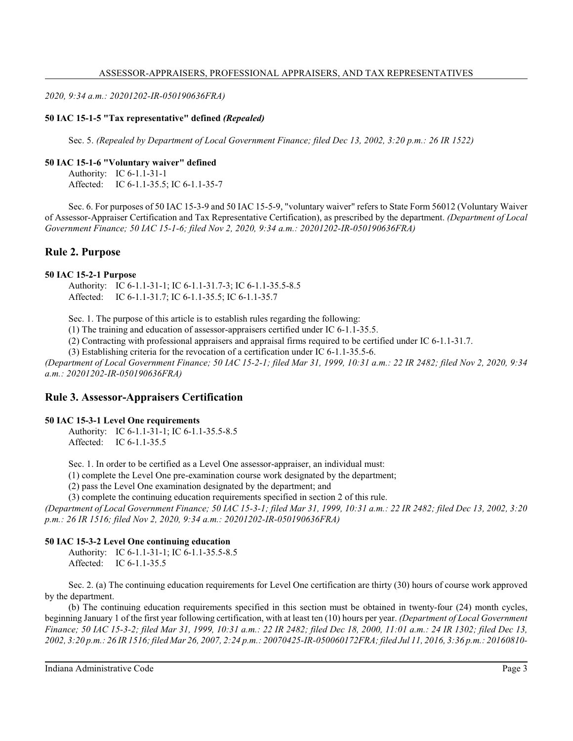*2020, 9:34 a.m.: 20201202-IR-050190636FRA)*

**50 IAC 15-1-5 "Tax representative" defined *(Repealed)***

Sec. 5. *(Repealed by Department of Local Government Finance; filed Dec 13, 2002, 3:20 p.m.: 26 IR 1522)*

**50 IAC 15-1-6 "Voluntary waiver" defined**

Authority: IC 6-1.1-31-1
Affected: IC 6-1.1-35.5; IC 6-1.1-35-7

Sec. 6. For purposes of 50 IAC 15-3-9 and 50 IAC 15-5-9, "voluntary waiver" refers to State Form 56012 (Voluntary Waiver of Assessor-Appraiser Certification and Tax Representative Certification), as prescribed by the department. *(Department of Local Government Finance; 50 IAC 15-1-6; filed Nov 2, 2020, 9:34 a.m.: 20201202-IR-050190636FRA)*

## Rule 2. Purpose

**50 IAC 15-2-1 Purpose**

Authority: IC 6-1.1-31-1; IC 6-1.1-31.7-3; IC 6-1.1-35.5-8.5
Affected: IC 6-1.1-31.7; IC 6-1.1-35.5; IC 6-1.1-35.7

Sec. 1. The purpose of this article is to establish rules regarding the following:

(1) The training and education of assessor-appraisers certified under IC 6-1.1-35.5.

(2) Contracting with professional appraisers and appraisal firms required to be certified under IC 6-1.1-31.7.

(3) Establishing criteria for the revocation of a certification under IC 6-1.1-35.5-6.

*(Department of Local Government Finance; 50 IAC 15-2-1; filed Mar 31, 1999, 10:31 a.m.: 22 IR 2482; filed Nov 2, 2020, 9:34 a.m.: 20201202-IR-050190636FRA)*

## Rule 3. Assessor-Appraisers Certification

**50 IAC 15-3-1 Level One requirements**

Authority: IC 6-1.1-31-1; IC 6-1.1-35.5-8.5
Affected: IC 6-1.1-35.5

Sec. 1. In order to be certified as a Level One assessor-appraiser, an individual must:

(1) complete the Level One pre-examination course work designated by the department;

(2) pass the Level One examination designated by the department; and

(3) complete the continuing education requirements specified in section 2 of this rule.

*(Department of Local Government Finance; 50 IAC 15-3-1; filed Mar 31, 1999, 10:31 a.m.: 22 IR 2482; filed Dec 13, 2002, 3:20 p.m.: 26 IR 1516; filed Nov 2, 2020, 9:34 a.m.: 20201202-IR-050190636FRA)*

**50 IAC 15-3-2 Level One continuing education**

Authority: IC 6-1.1-31-1; IC 6-1.1-35.5-8.5
Affected: IC 6-1.1-35.5

Sec. 2. (a) The continuing education requirements for Level One certification are thirty (30) hours of course work approved by the department.

(b) The continuing education requirements specified in this section must be obtained in twenty-four (24) month cycles, beginning January 1 of the first year following certification, with at least ten (10) hours per year. *(Department of Local Government Finance; 50 IAC 15-3-2; filed Mar 31, 1999, 10:31 a.m.: 22 IR 2482; filed Dec 18, 2000, 11:01 a.m.: 24 IR 1302; filed Dec 13, 2002, 3:20 p.m.: 26 IR 1516; filed Mar 26, 2007, 2:24 p.m.: 20070425-IR-050060172FRA; filed Jul 11, 2016, 3:36 p.m.: 20160810-*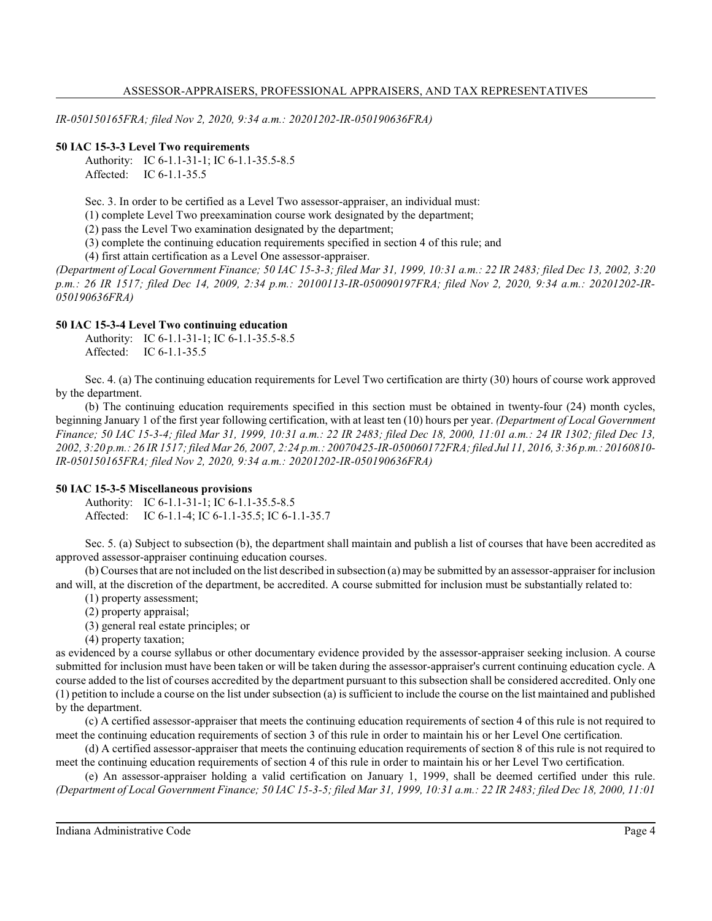*IR-050150165FRA; filed Nov 2, 2020, 9:34 a.m.: 20201202-IR-050190636FRA)*

**50 IAC 15-3-3 Level Two requirements**

Authority: IC 6-1.1-31-1; IC 6-1.1-35.5-8.5
Affected: IC 6-1.1-35.5

Sec. 3. In order to be certified as a Level Two assessor-appraiser, an individual must:

(1) complete Level Two preexamination course work designated by the department;

(2) pass the Level Two examination designated by the department;

(3) complete the continuing education requirements specified in section 4 of this rule; and

(4) first attain certification as a Level One assessor-appraiser.

*(Department of Local Government Finance; 50 IAC 15-3-3; filed Mar 31, 1999, 10:31 a.m.: 22 IR 2483; filed Dec 13, 2002, 3:20 p.m.: 26 IR 1517; filed Dec 14, 2009, 2:34 p.m.: 20100113-IR-050090197FRA; filed Nov 2, 2020, 9:34 a.m.: 20201202-IR-050190636FRA)*

**50 IAC 15-3-4 Level Two continuing education**

Authority: IC 6-1.1-31-1; IC 6-1.1-35.5-8.5
Affected: IC 6-1.1-35.5

Sec. 4. (a) The continuing education requirements for Level Two certification are thirty (30) hours of course work approved by the department.

(b) The continuing education requirements specified in this section must be obtained in twenty-four (24) month cycles, beginning January 1 of the first year following certification, with at least ten (10) hours per year. *(Department of Local Government Finance; 50 IAC 15-3-4; filed Mar 31, 1999, 10:31 a.m.: 22 IR 2483; filed Dec 18, 2000, 11:01 a.m.: 24 IR 1302; filed Dec 13, 2002, 3:20 p.m.: 26 IR 1517; filed Mar 26, 2007, 2:24 p.m.: 20070425-IR-050060172FRA; filed Jul 11, 2016, 3:36 p.m.: 20160810-IR-050150165FRA; filed Nov 2, 2020, 9:34 a.m.: 20201202-IR-050190636FRA)*

**50 IAC 15-3-5 Miscellaneous provisions**

Authority: IC 6-1.1-31-1; IC 6-1.1-35.5-8.5
Affected: IC 6-1.1-4; IC 6-1.1-35.5; IC 6-1.1-35.7

Sec. 5. (a) Subject to subsection (b), the department shall maintain and publish a list of courses that have been accredited as approved assessor-appraiser continuing education courses.

(b) Courses that are not included on the list described in subsection (a) may be submitted by an assessor-appraiser for inclusion and will, at the discretion of the department, be accredited. A course submitted for inclusion must be substantially related to:

(1) property assessment;

(2) property appraisal;

(3) general real estate principles; or

(4) property taxation;

as evidenced by a course syllabus or other documentary evidence provided by the assessor-appraiser seeking inclusion. A course submitted for inclusion must have been taken or will be taken during the assessor-appraiser's current continuing education cycle. A course added to the list of courses accredited by the department pursuant to this subsection shall be considered accredited. Only one (1) petition to include a course on the list under subsection (a) is sufficient to include the course on the list maintained and published by the department.

(c) A certified assessor-appraiser that meets the continuing education requirements of section 4 of this rule is not required to meet the continuing education requirements of section 3 of this rule in order to maintain his or her Level One certification.

(d) A certified assessor-appraiser that meets the continuing education requirements of section 8 of this rule is not required to meet the continuing education requirements of section 4 of this rule in order to maintain his or her Level Two certification.

(e) An assessor-appraiser holding a valid certification on January 1, 1999, shall be deemed certified under this rule. *(Department of Local Government Finance; 50 IAC 15-3-5; filed Mar 31, 1999, 10:31 a.m.: 22 IR 2483; filed Dec 18, 2000, 11:01*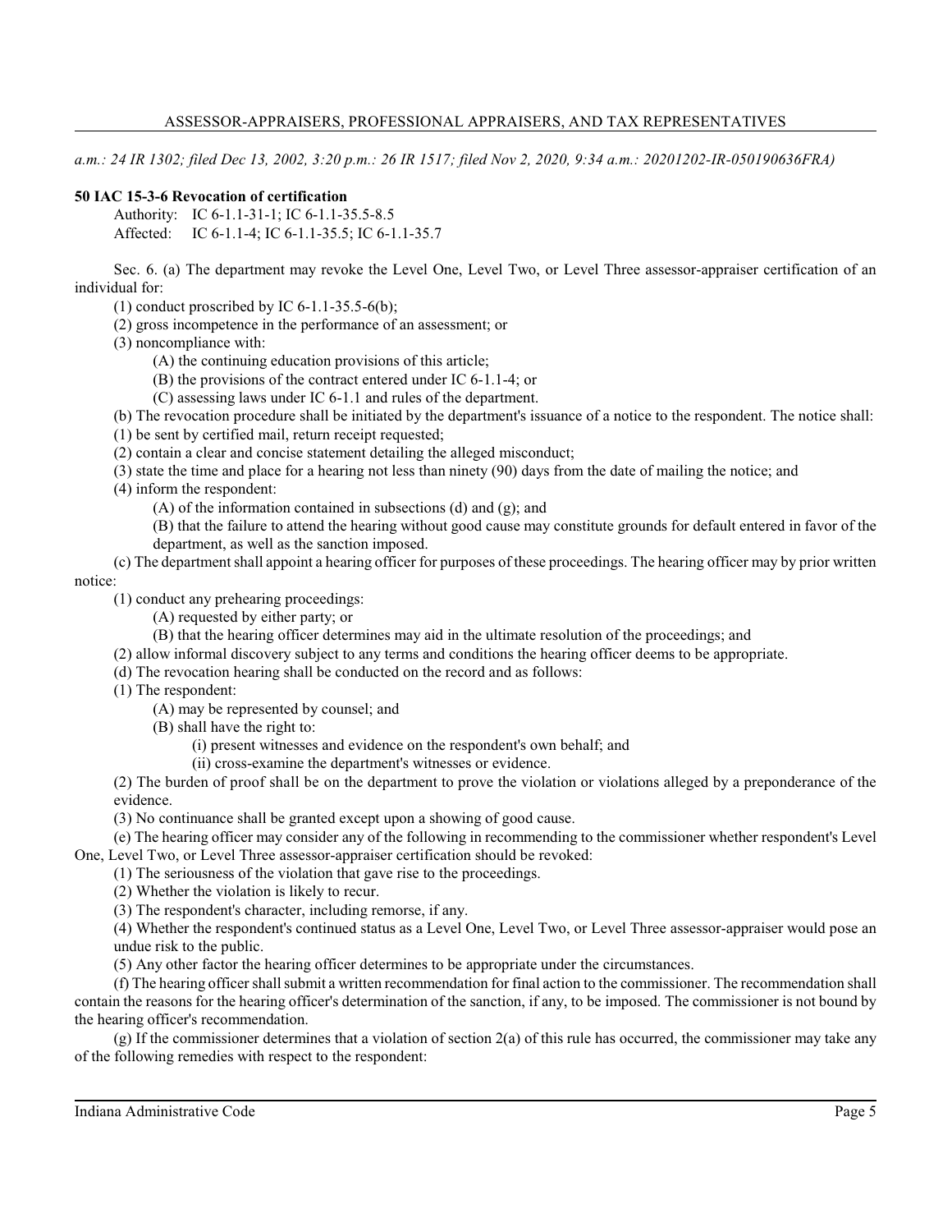*a.m.: 24 IR 1302; filed Dec 13, 2002, 3:20 p.m.: 26 IR 1517; filed Nov 2, 2020, 9:34 a.m.: 20201202-IR-050190636FRA)*

**50 IAC 15-3-6 Revocation of certification**

Authority: IC 6-1.1-31-1; IC 6-1.1-35.5-8.5
Affected: IC 6-1.1-4; IC 6-1.1-35.5; IC 6-1.1-35.7

Sec. 6. (a) The department may revoke the Level One, Level Two, or Level Three assessor-appraiser certification of an individual for:

(1) conduct proscribed by IC 6-1.1-35.5-6(b);

(2) gross incompetence in the performance of an assessment; or

(3) noncompliance with:

(A) the continuing education provisions of this article;

(B) the provisions of the contract entered under IC 6-1.1-4; or

(C) assessing laws under IC 6-1.1 and rules of the department.

(b) The revocation procedure shall be initiated by the department's issuance of a notice to the respondent. The notice shall:

(1) be sent by certified mail, return receipt requested;

(2) contain a clear and concise statement detailing the alleged misconduct;

(3) state the time and place for a hearing not less than ninety (90) days from the date of mailing the notice; and

(4) inform the respondent:

(A) of the information contained in subsections (d) and (g); and

(B) that the failure to attend the hearing without good cause may constitute grounds for default entered in favor of the department, as well as the sanction imposed.

(c) The department shall appoint a hearing officer for purposes of these proceedings. The hearing officer may by prior written notice:

(1) conduct any prehearing proceedings:

(A) requested by either party; or

(B) that the hearing officer determines may aid in the ultimate resolution of the proceedings; and

(2) allow informal discovery subject to any terms and conditions the hearing officer deems to be appropriate.

(d) The revocation hearing shall be conducted on the record and as follows:

(1) The respondent:

(A) may be represented by counsel; and

(B) shall have the right to:

(i) present witnesses and evidence on the respondent's own behalf; and

(ii) cross-examine the department's witnesses or evidence.

(2) The burden of proof shall be on the department to prove the violation or violations alleged by a preponderance of the evidence.

(3) No continuance shall be granted except upon a showing of good cause.

(e) The hearing officer may consider any of the following in recommending to the commissioner whether respondent's Level One, Level Two, or Level Three assessor-appraiser certification should be revoked:

(1) The seriousness of the violation that gave rise to the proceedings.

(2) Whether the violation is likely to recur.

(3) The respondent's character, including remorse, if any.

(4) Whether the respondent's continued status as a Level One, Level Two, or Level Three assessor-appraiser would pose an undue risk to the public.

(5) Any other factor the hearing officer determines to be appropriate under the circumstances.

(f) The hearing officer shall submit a written recommendation for final action to the commissioner. The recommendation shall contain the reasons for the hearing officer's determination of the sanction, if any, to be imposed. The commissioner is not bound by the hearing officer's recommendation.

(g) If the commissioner determines that a violation of section 2(a) of this rule has occurred, the commissioner may take any of the following remedies with respect to the respondent: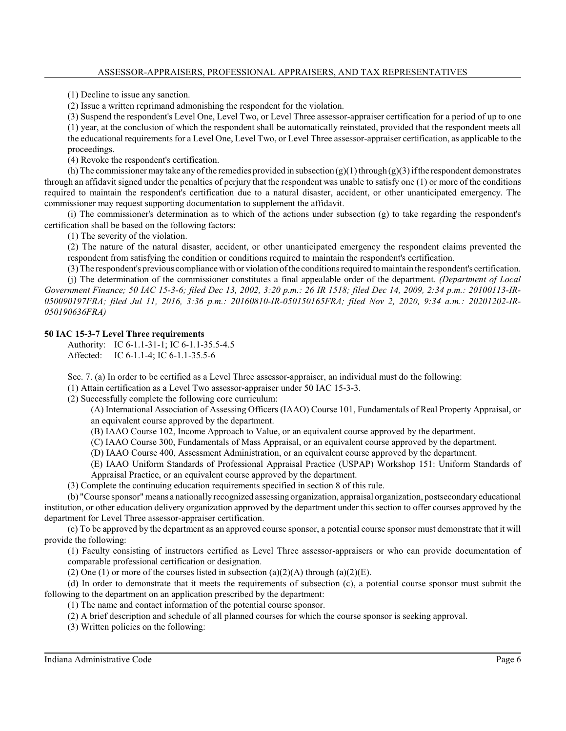(1) Decline to issue any sanction.

(2) Issue a written reprimand admonishing the respondent for the violation.

(3) Suspend the respondent's Level One, Level Two, or Level Three assessor-appraiser certification for a period of up to one (1) year, at the conclusion of which the respondent shall be automatically reinstated, provided that the respondent meets all the educational requirements for a Level One, Level Two, or Level Three assessor-appraiser certification, as applicable to the proceedings.

(4) Revoke the respondent's certification.

(h) The commissioner may take any of the remedies provided in subsection (g)(1) through (g)(3) if the respondent demonstrates through an affidavit signed under the penalties of perjury that the respondent was unable to satisfy one (1) or more of the conditions required to maintain the respondent's certification due to a natural disaster, accident, or other unanticipated emergency. The commissioner may request supporting documentation to supplement the affidavit.

(i) The commissioner's determination as to which of the actions under subsection (g) to take regarding the respondent's certification shall be based on the following factors:

(1) The severity of the violation.

(2) The nature of the natural disaster, accident, or other unanticipated emergency the respondent claims prevented the respondent from satisfying the condition or conditions required to maintain the respondent's certification.

(3) The respondent's previous compliance with or violation of the conditions required to maintain the respondent's certification.

(j) The determination of the commissioner constitutes a final appealable order of the department. *(Department of Local Government Finance; 50 IAC 15-3-6; filed Dec 13, 2002, 3:20 p.m.: 26 IR 1518; filed Dec 14, 2009, 2:34 p.m.: 20100113-IR-050090197FRA; filed Jul 11, 2016, 3:36 p.m.: 20160810-IR-050150165FRA; filed Nov 2, 2020, 9:34 a.m.: 20201202-IR-050190636FRA)*

**50 IAC 15-3-7 Level Three requirements**

Authority: IC 6-1.1-31-1; IC 6-1.1-35.5-4.5
Affected: IC 6-1.1-4; IC 6-1.1-35.5-6

Sec. 7. (a) In order to be certified as a Level Three assessor-appraiser, an individual must do the following:

(1) Attain certification as a Level Two assessor-appraiser under 50 IAC 15-3-3.

(2) Successfully complete the following core curriculum:

(A) International Association of Assessing Officers (IAAO) Course 101, Fundamentals of Real Property Appraisal, or an equivalent course approved by the department.

(B) IAAO Course 102, Income Approach to Value, or an equivalent course approved by the department.

(C) IAAO Course 300, Fundamentals of Mass Appraisal, or an equivalent course approved by the department.

(D) IAAO Course 400, Assessment Administration, or an equivalent course approved by the department.

(E) IAAO Uniform Standards of Professional Appraisal Practice (USPAP) Workshop 151: Uniform Standards of Appraisal Practice, or an equivalent course approved by the department.

(3) Complete the continuing education requirements specified in section 8 of this rule.

(b) "Course sponsor" means a nationally recognized assessing organization, appraisal organization, postsecondary educational institution, or other education delivery organization approved by the department under this section to offer courses approved by the department for Level Three assessor-appraiser certification.

(c) To be approved by the department as an approved course sponsor, a potential course sponsor must demonstrate that it will provide the following:

(1) Faculty consisting of instructors certified as Level Three assessor-appraisers or who can provide documentation of comparable professional certification or designation.

(2) One (1) or more of the courses listed in subsection (a)(2)(A) through (a)(2)(E).

(d) In order to demonstrate that it meets the requirements of subsection (c), a potential course sponsor must submit the following to the department on an application prescribed by the department:

(1) The name and contact information of the potential course sponsor.

(2) A brief description and schedule of all planned courses for which the course sponsor is seeking approval.

(3) Written policies on the following: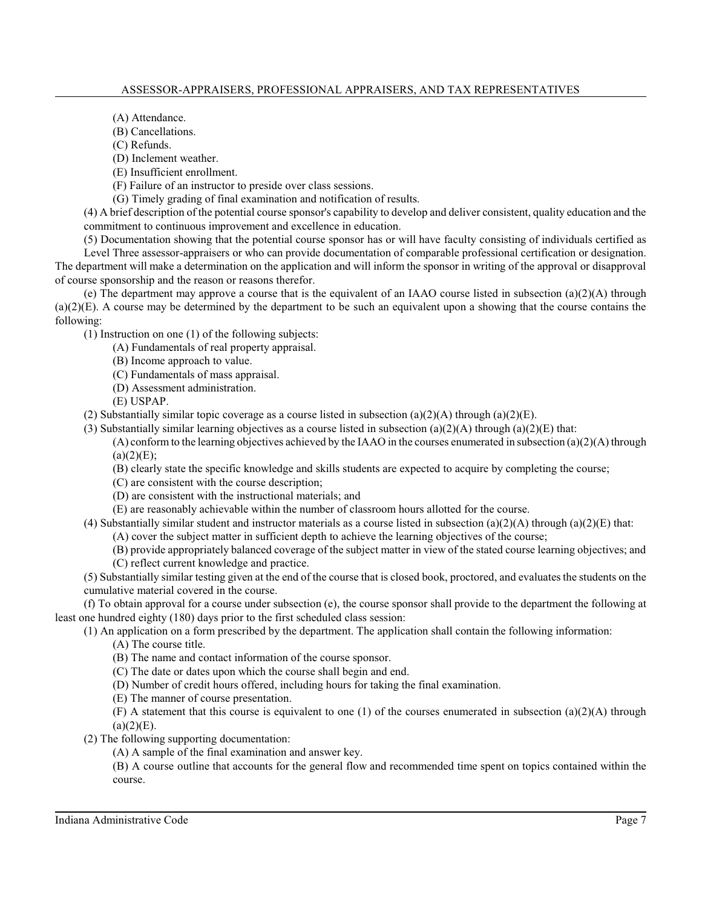(A) Attendance.

(B) Cancellations.

(C) Refunds.

(D) Inclement weather.

(E) Insufficient enrollment.

(F) Failure of an instructor to preside over class sessions.

(G) Timely grading of final examination and notification of results.

(4) A brief description of the potential course sponsor's capability to develop and deliver consistent, quality education and the commitment to continuous improvement and excellence in education.

(5) Documentation showing that the potential course sponsor has or will have faculty consisting of individuals certified as Level Three assessor-appraisers or who can provide documentation of comparable professional certification or designation.

The department will make a determination on the application and will inform the sponsor in writing of the approval or disapproval of course sponsorship and the reason or reasons therefor.

(e) The department may approve a course that is the equivalent of an IAAO course listed in subsection (a)(2)(A) through (a)(2)(E). A course may be determined by the department to be such an equivalent upon a showing that the course contains the following:

(1) Instruction on one (1) of the following subjects:

(A) Fundamentals of real property appraisal.

(B) Income approach to value.

(C) Fundamentals of mass appraisal.

(D) Assessment administration.

(E) USPAP.

(2) Substantially similar topic coverage as a course listed in subsection (a)(2)(A) through (a)(2)(E).

(3) Substantially similar learning objectives as a course listed in subsection (a)(2)(A) through (a)(2)(E) that:

(A) conform to the learning objectives achieved by the IAAO in the courses enumerated in subsection (a)(2)(A) through (a)(2)(E);

(B) clearly state the specific knowledge and skills students are expected to acquire by completing the course;

(C) are consistent with the course description;

(D) are consistent with the instructional materials; and

(E) are reasonably achievable within the number of classroom hours allotted for the course.

(4) Substantially similar student and instructor materials as a course listed in subsection (a)(2)(A) through (a)(2)(E) that:

(A) cover the subject matter in sufficient depth to achieve the learning objectives of the course;

(B) provide appropriately balanced coverage of the subject matter in view of the stated course learning objectives; and

(C) reflect current knowledge and practice.

(5) Substantially similar testing given at the end of the course that is closed book, proctored, and evaluates the students on the cumulative material covered in the course.

(f) To obtain approval for a course under subsection (e), the course sponsor shall provide to the department the following at least one hundred eighty (180) days prior to the first scheduled class session:

(1) An application on a form prescribed by the department. The application shall contain the following information:

(A) The course title.

(B) The name and contact information of the course sponsor.

(C) The date or dates upon which the course shall begin and end.

(D) Number of credit hours offered, including hours for taking the final examination.

(E) The manner of course presentation.

(F) A statement that this course is equivalent to one (1) of the courses enumerated in subsection (a)(2)(A) through (a)(2)(E).

(2) The following supporting documentation:

(A) A sample of the final examination and answer key.

(B) A course outline that accounts for the general flow and recommended time spent on topics contained within the course.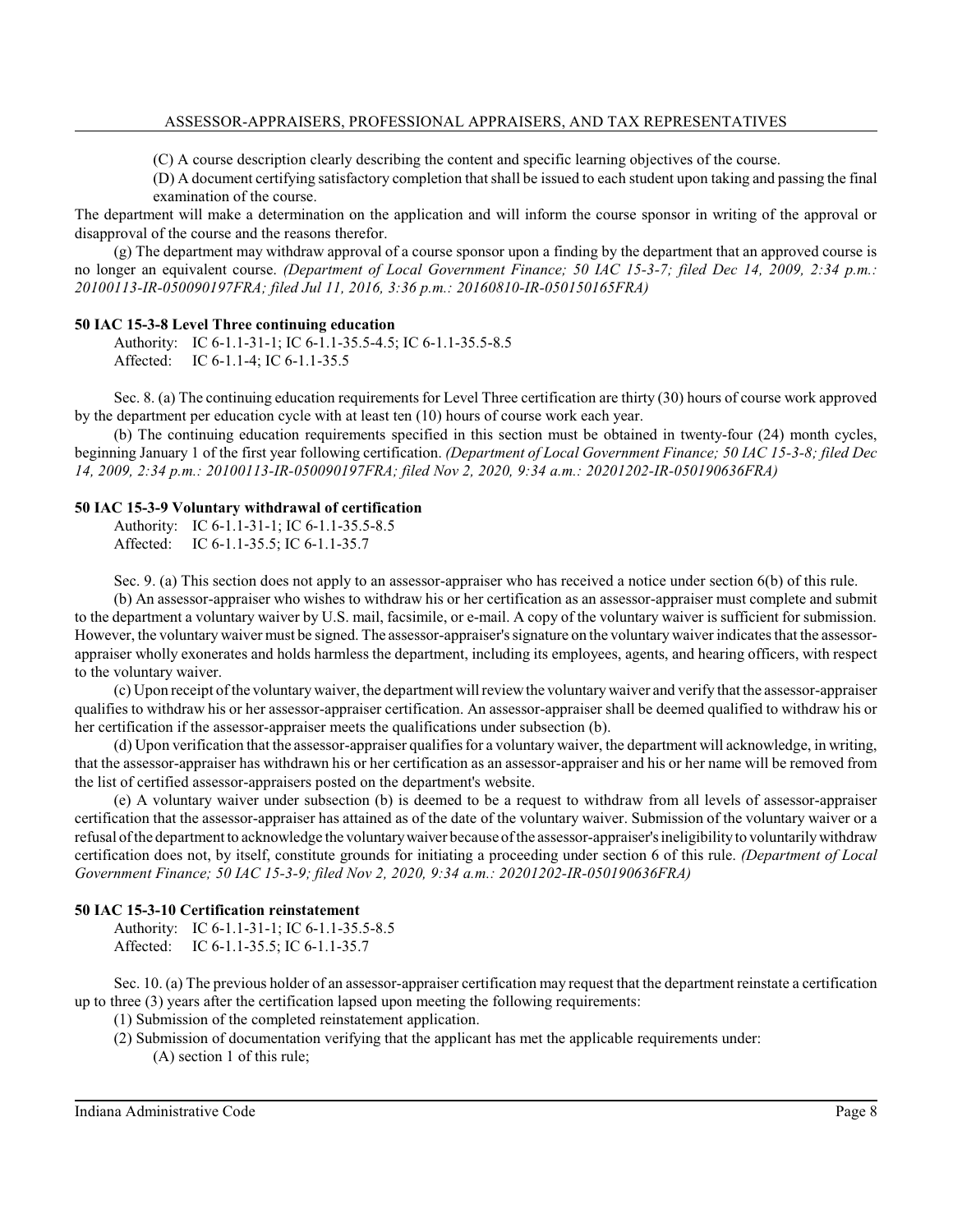(C) A course description clearly describing the content and specific learning objectives of the course.

(D) A document certifying satisfactory completion that shall be issued to each student upon taking and passing the final examination of the course.

The department will make a determination on the application and will inform the course sponsor in writing of the approval or disapproval of the course and the reasons therefor.

(g) The department may withdraw approval of a course sponsor upon a finding by the department that an approved course is no longer an equivalent course. *(Department of Local Government Finance; 50 IAC 15-3-7; filed Dec 14, 2009, 2:34 p.m.: 20100113-IR-050090197FRA; filed Jul 11, 2016, 3:36 p.m.: 20160810-IR-050150165FRA)*

**50 IAC 15-3-8 Level Three continuing education**

Authority: IC 6-1.1-31-1; IC 6-1.1-35.5-4.5; IC 6-1.1-35.5-8.5
Affected: IC 6-1.1-4; IC 6-1.1-35.5

Sec. 8. (a) The continuing education requirements for Level Three certification are thirty (30) hours of course work approved by the department per education cycle with at least ten (10) hours of course work each year.

(b) The continuing education requirements specified in this section must be obtained in twenty-four (24) month cycles, beginning January 1 of the first year following certification. *(Department of Local Government Finance; 50 IAC 15-3-8; filed Dec 14, 2009, 2:34 p.m.: 20100113-IR-050090197FRA; filed Nov 2, 2020, 9:34 a.m.: 20201202-IR-050190636FRA)*

**50 IAC 15-3-9 Voluntary withdrawal of certification**

Authority: IC 6-1.1-31-1; IC 6-1.1-35.5-8.5
Affected: IC 6-1.1-35.5; IC 6-1.1-35.7

Sec. 9. (a) This section does not apply to an assessor-appraiser who has received a notice under section 6(b) of this rule.

(b) An assessor-appraiser who wishes to withdraw his or her certification as an assessor-appraiser must complete and submit to the department a voluntary waiver by U.S. mail, facsimile, or e-mail. A copy of the voluntary waiver is sufficient for submission. However, the voluntary waiver must be signed. The assessor-appraiser's signature on the voluntary waiver indicates that the assessor-appraiser wholly exonerates and holds harmless the department, including its employees, agents, and hearing officers, with respect to the voluntary waiver.

(c) Upon receipt of the voluntary waiver, the department will review the voluntary waiver and verify that the assessor-appraiser qualifies to withdraw his or her assessor-appraiser certification. An assessor-appraiser shall be deemed qualified to withdraw his or her certification if the assessor-appraiser meets the qualifications under subsection (b).

(d) Upon verification that the assessor-appraiser qualifies for a voluntary waiver, the department will acknowledge, in writing, that the assessor-appraiser has withdrawn his or her certification as an assessor-appraiser and his or her name will be removed from the list of certified assessor-appraisers posted on the department's website.

(e) A voluntary waiver under subsection (b) is deemed to be a request to withdraw from all levels of assessor-appraiser certification that the assessor-appraiser has attained as of the date of the voluntary waiver. Submission of the voluntary waiver or a refusal of the department to acknowledge the voluntary waiver because of the assessor-appraiser's ineligibility to voluntarily withdraw certification does not, by itself, constitute grounds for initiating a proceeding under section 6 of this rule. *(Department of Local Government Finance; 50 IAC 15-3-9; filed Nov 2, 2020, 9:34 a.m.: 20201202-IR-050190636FRA)*

**50 IAC 15-3-10 Certification reinstatement**

Authority: IC 6-1.1-31-1; IC 6-1.1-35.5-8.5
Affected: IC 6-1.1-35.5; IC 6-1.1-35.7

Sec. 10. (a) The previous holder of an assessor-appraiser certification may request that the department reinstate a certification up to three (3) years after the certification lapsed upon meeting the following requirements:

(1) Submission of the completed reinstatement application.

(2) Submission of documentation verifying that the applicant has met the applicable requirements under:

(A) section 1 of this rule;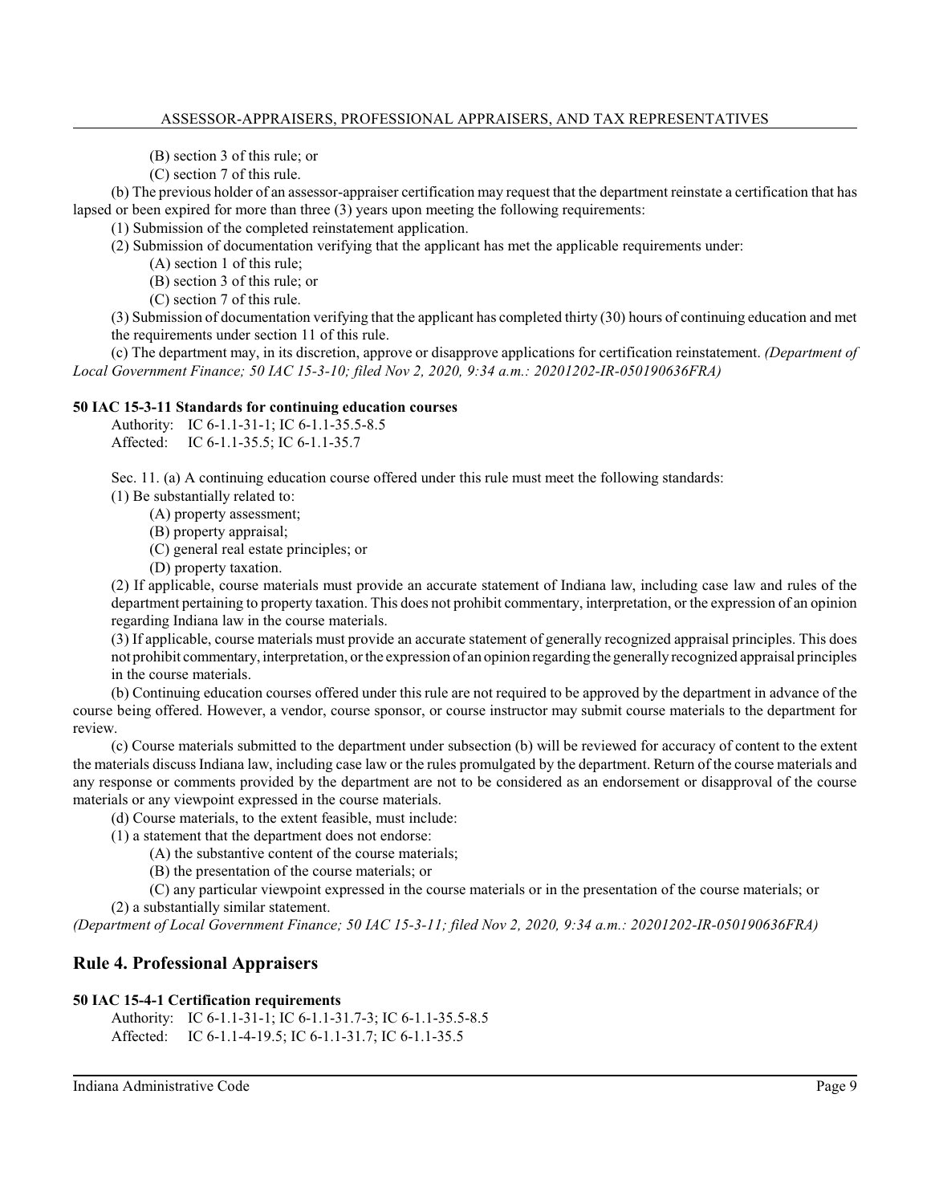(B) section 3 of this rule; or

(C) section 7 of this rule.

(b) The previous holder of an assessor-appraiser certification may request that the department reinstate a certification that has lapsed or been expired for more than three (3) years upon meeting the following requirements:

(1) Submission of the completed reinstatement application.

(2) Submission of documentation verifying that the applicant has met the applicable requirements under:

(A) section 1 of this rule;

(B) section 3 of this rule; or

(C) section 7 of this rule.

(3) Submission of documentation verifying that the applicant has completed thirty (30) hours of continuing education and met the requirements under section 11 of this rule.

(c) The department may, in its discretion, approve or disapprove applications for certification reinstatement. *(Department of Local Government Finance; 50 IAC 15-3-10; filed Nov 2, 2020, 9:34 a.m.: 20201202-IR-050190636FRA)*

**50 IAC 15-3-11 Standards for continuing education courses**

Authority: IC 6-1.1-31-1; IC 6-1.1-35.5-8.5
Affected: IC 6-1.1-35.5; IC 6-1.1-35.7

Sec. 11. (a) A continuing education course offered under this rule must meet the following standards:

(1) Be substantially related to:

(A) property assessment;

(B) property appraisal;

(C) general real estate principles; or

(D) property taxation.

(2) If applicable, course materials must provide an accurate statement of Indiana law, including case law and rules of the department pertaining to property taxation. This does not prohibit commentary, interpretation, or the expression of an opinion regarding Indiana law in the course materials.

(3) If applicable, course materials must provide an accurate statement of generally recognized appraisal principles. This does not prohibit commentary, interpretation, or the expression of an opinion regarding the generally recognized appraisal principles in the course materials.

(b) Continuing education courses offered under this rule are not required to be approved by the department in advance of the course being offered. However, a vendor, course sponsor, or course instructor may submit course materials to the department for review.

(c) Course materials submitted to the department under subsection (b) will be reviewed for accuracy of content to the extent the materials discuss Indiana law, including case law or the rules promulgated by the department. Return of the course materials and any response or comments provided by the department are not to be considered as an endorsement or disapproval of the course materials or any viewpoint expressed in the course materials.

(d) Course materials, to the extent feasible, must include:

(1) a statement that the department does not endorse:

(A) the substantive content of the course materials;

(B) the presentation of the course materials; or

(C) any particular viewpoint expressed in the course materials or in the presentation of the course materials; or

(2) a substantially similar statement.

*(Department of Local Government Finance; 50 IAC 15-3-11; filed Nov 2, 2020, 9:34 a.m.: 20201202-IR-050190636FRA)*

## Rule 4. Professional Appraisers

**50 IAC 15-4-1 Certification requirements**

Authority: IC 6-1.1-31-1; IC 6-1.1-31.7-3; IC 6-1.1-35.5-8.5
Affected: IC 6-1.1-4-19.5; IC 6-1.1-31.7; IC 6-1.1-35.5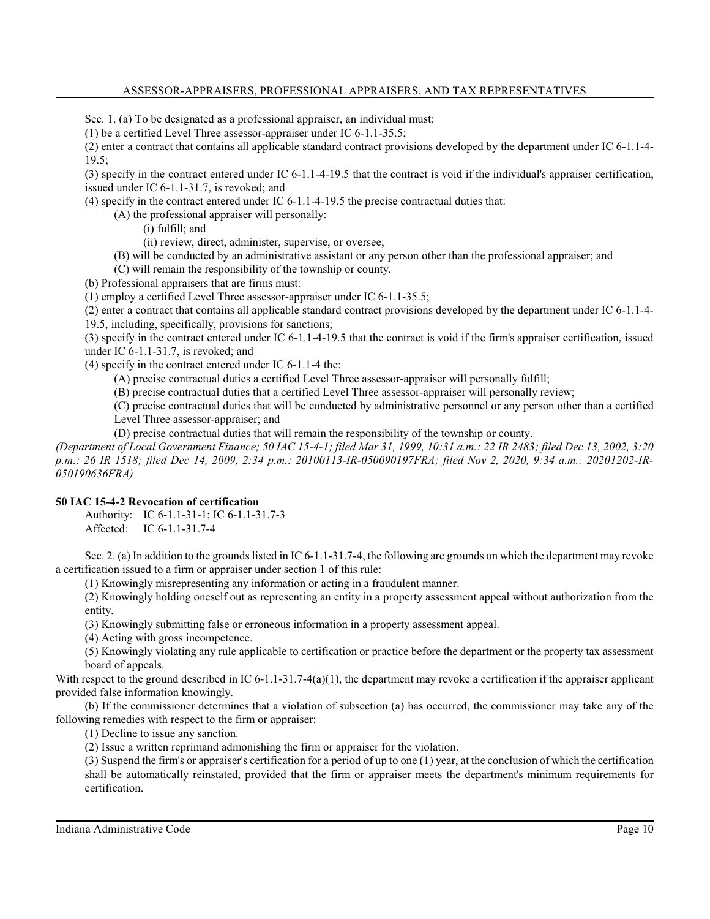Sec. 1. (a) To be designated as a professional appraiser, an individual must:

(1) be a certified Level Three assessor-appraiser under IC 6-1.1-35.5;

(2) enter a contract that contains all applicable standard contract provisions developed by the department under IC 6-1.1-4-19.5;

(3) specify in the contract entered under IC 6-1.1-4-19.5 that the contract is void if the individual's appraiser certification, issued under IC 6-1.1-31.7, is revoked; and

(4) specify in the contract entered under IC 6-1.1-4-19.5 the precise contractual duties that:

(A) the professional appraiser will personally:

(i) fulfill; and

(ii) review, direct, administer, supervise, or oversee;

(B) will be conducted by an administrative assistant or any person other than the professional appraiser; and

(C) will remain the responsibility of the township or county.

(b) Professional appraisers that are firms must:

(1) employ a certified Level Three assessor-appraiser under IC 6-1.1-35.5;

(2) enter a contract that contains all applicable standard contract provisions developed by the department under IC 6-1.1-4-19.5, including, specifically, provisions for sanctions;

(3) specify in the contract entered under IC 6-1.1-4-19.5 that the contract is void if the firm's appraiser certification, issued under IC 6-1.1-31.7, is revoked; and

(4) specify in the contract entered under IC 6-1.1-4 the:

(A) precise contractual duties a certified Level Three assessor-appraiser will personally fulfill;

(B) precise contractual duties that a certified Level Three assessor-appraiser will personally review;

(C) precise contractual duties that will be conducted by administrative personnel or any person other than a certified Level Three assessor-appraiser; and

(D) precise contractual duties that will remain the responsibility of the township or county.

*(Department of Local Government Finance; 50 IAC 15-4-1; filed Mar 31, 1999, 10:31 a.m.: 22 IR 2483; filed Dec 13, 2002, 3:20 p.m.: 26 IR 1518; filed Dec 14, 2009, 2:34 p.m.: 20100113-IR-050090197FRA; filed Nov 2, 2020, 9:34 a.m.: 20201202-IR-050190636FRA)*

**50 IAC 15-4-2 Revocation of certification**

Authority: IC 6-1.1-31-1; IC 6-1.1-31.7-3
Affected: IC 6-1.1-31.7-4

Sec. 2. (a) In addition to the grounds listed in IC 6-1.1-31.7-4, the following are grounds on which the department may revoke a certification issued to a firm or appraiser under section 1 of this rule:

(1) Knowingly misrepresenting any information or acting in a fraudulent manner.

(2) Knowingly holding oneself out as representing an entity in a property assessment appeal without authorization from the entity.

(3) Knowingly submitting false or erroneous information in a property assessment appeal.

(4) Acting with gross incompetence.

(5) Knowingly violating any rule applicable to certification or practice before the department or the property tax assessment board of appeals.

With respect to the ground described in IC 6-1.1-31.7-4(a)(1), the department may revoke a certification if the appraiser applicant provided false information knowingly.

(b) If the commissioner determines that a violation of subsection (a) has occurred, the commissioner may take any of the following remedies with respect to the firm or appraiser:

(1) Decline to issue any sanction.

(2) Issue a written reprimand admonishing the firm or appraiser for the violation.

(3) Suspend the firm's or appraiser's certification for a period of up to one (1) year, at the conclusion of which the certification shall be automatically reinstated, provided that the firm or appraiser meets the department's minimum requirements for certification.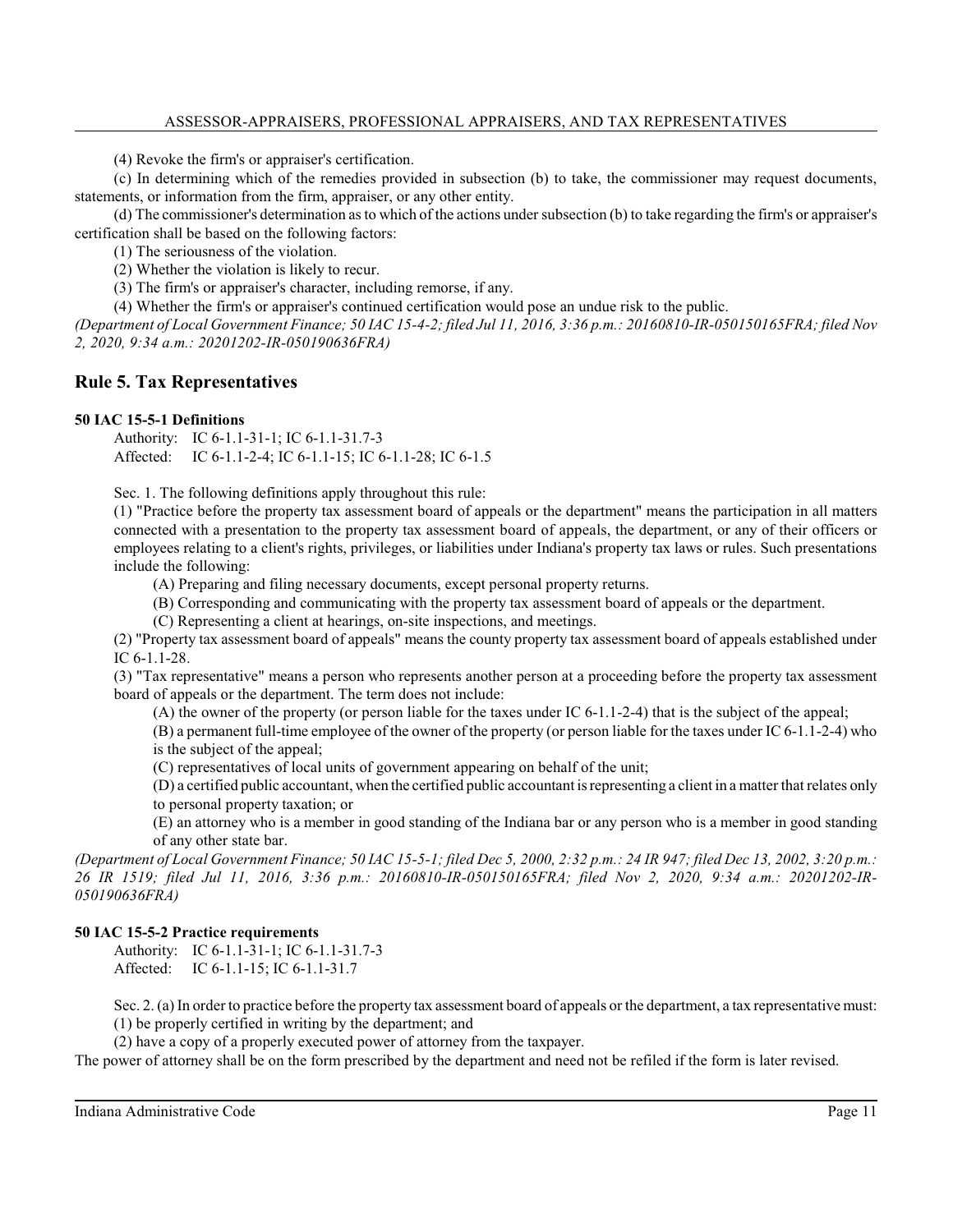(4) Revoke the firm's or appraiser's certification.

(c) In determining which of the remedies provided in subsection (b) to take, the commissioner may request documents, statements, or information from the firm, appraiser, or any other entity.

(d) The commissioner's determination as to which of the actions under subsection (b) to take regarding the firm's or appraiser's certification shall be based on the following factors:

(1) The seriousness of the violation.

(2) Whether the violation is likely to recur.

(3) The firm's or appraiser's character, including remorse, if any.

(4) Whether the firm's or appraiser's continued certification would pose an undue risk to the public.

*(Department of Local Government Finance; 50 IAC 15-4-2; filed Jul 11, 2016, 3:36 p.m.: 20160810-IR-050150165FRA; filed Nov 2, 2020, 9:34 a.m.: 20201202-IR-050190636FRA)*

## Rule 5. Tax Representatives

### 50 IAC 15-5-1 Definitions

Authority: IC 6-1.1-31-1; IC 6-1.1-31.7-3
Affected: IC 6-1.1-2-4; IC 6-1.1-15; IC 6-1.1-28; IC 6-1.5

Sec. 1. The following definitions apply throughout this rule:

(1) "Practice before the property tax assessment board of appeals or the department" means the participation in all matters connected with a presentation to the property tax assessment board of appeals, the department, or any of their officers or employees relating to a client's rights, privileges, or liabilities under Indiana's property tax laws or rules. Such presentations include the following:

(A) Preparing and filing necessary documents, except personal property returns.

(B) Corresponding and communicating with the property tax assessment board of appeals or the department.

(C) Representing a client at hearings, on-site inspections, and meetings.

(2) "Property tax assessment board of appeals" means the county property tax assessment board of appeals established under IC 6-1.1-28.

(3) "Tax representative" means a person who represents another person at a proceeding before the property tax assessment board of appeals or the department. The term does not include:

(A) the owner of the property (or person liable for the taxes under IC 6-1.1-2-4) that is the subject of the appeal;

(B) a permanent full-time employee of the owner of the property (or person liable for the taxes under IC 6-1.1-2-4) who is the subject of the appeal;

(C) representatives of local units of government appearing on behalf of the unit;

(D) a certified public accountant, when the certified public accountant is representing a client in a matter that relates only to personal property taxation; or

(E) an attorney who is a member in good standing of the Indiana bar or any person who is a member in good standing of any other state bar.

*(Department of Local Government Finance; 50 IAC 15-5-1; filed Dec 5, 2000, 2:32 p.m.: 24 IR 947; filed Dec 13, 2002, 3:20 p.m.: 26 IR 1519; filed Jul 11, 2016, 3:36 p.m.: 20160810-IR-050150165FRA; filed Nov 2, 2020, 9:34 a.m.: 20201202-IR-050190636FRA)*

### 50 IAC 15-5-2 Practice requirements

Authority: IC 6-1.1-31-1; IC 6-1.1-31.7-3
Affected: IC 6-1.1-15; IC 6-1.1-31.7

Sec. 2. (a) In order to practice before the property tax assessment board of appeals or the department, a tax representative must:

(1) be properly certified in writing by the department; and

(2) have a copy of a properly executed power of attorney from the taxpayer.

The power of attorney shall be on the form prescribed by the department and need not be refiled if the form is later revised.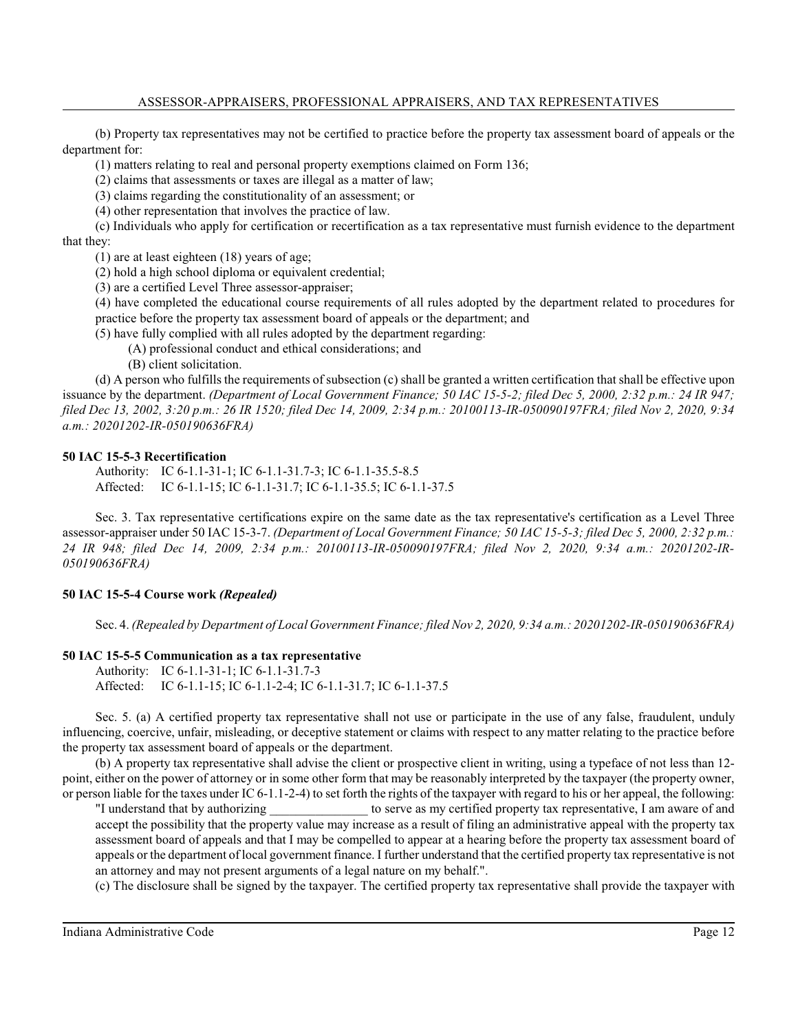(b) Property tax representatives may not be certified to practice before the property tax assessment board of appeals or the department for:

(1) matters relating to real and personal property exemptions claimed on Form 136;

(2) claims that assessments or taxes are illegal as a matter of law;

(3) claims regarding the constitutionality of an assessment; or

(4) other representation that involves the practice of law.

(c) Individuals who apply for certification or recertification as a tax representative must furnish evidence to the department that they:

(1) are at least eighteen (18) years of age;

(2) hold a high school diploma or equivalent credential;

(3) are a certified Level Three assessor-appraiser;

(4) have completed the educational course requirements of all rules adopted by the department related to procedures for practice before the property tax assessment board of appeals or the department; and

(5) have fully complied with all rules adopted by the department regarding:

(A) professional conduct and ethical considerations; and

(B) client solicitation.

(d) A person who fulfills the requirements of subsection (c) shall be granted a written certification that shall be effective upon issuance by the department. *(Department of Local Government Finance; 50 IAC 15-5-2; filed Dec 5, 2000, 2:32 p.m.: 24 IR 947; filed Dec 13, 2002, 3:20 p.m.: 26 IR 1520; filed Dec 14, 2009, 2:34 p.m.: 20100113-IR-050090197FRA; filed Nov 2, 2020, 9:34 a.m.: 20201202-IR-050190636FRA)*

### 50 IAC 15-5-3 Recertification

Authority: IC 6-1.1-31-1; IC 6-1.1-31.7-3; IC 6-1.1-35.5-8.5
Affected: IC 6-1.1-15; IC 6-1.1-31.7; IC 6-1.1-35.5; IC 6-1.1-37.5

Sec. 3. Tax representative certifications expire on the same date as the tax representative's certification as a Level Three assessor-appraiser under 50 IAC 15-3-7. *(Department of Local Government Finance; 50 IAC 15-5-3; filed Dec 5, 2000, 2:32 p.m.: 24 IR 948; filed Dec 14, 2009, 2:34 p.m.: 20100113-IR-050090197FRA; filed Nov 2, 2020, 9:34 a.m.: 20201202-IR-050190636FRA)*

### 50 IAC 15-5-4 Course work *(Repealed)*

Sec. 4. *(Repealed by Department of Local Government Finance; filed Nov 2, 2020, 9:34 a.m.: 20201202-IR-050190636FRA)*

### 50 IAC 15-5-5 Communication as a tax representative

Authority: IC 6-1.1-31-1; IC 6-1.1-31.7-3
Affected: IC 6-1.1-15; IC 6-1.1-2-4; IC 6-1.1-31.7; IC 6-1.1-37.5

Sec. 5. (a) A certified property tax representative shall not use or participate in the use of any false, fraudulent, unduly influencing, coercive, unfair, misleading, or deceptive statement or claims with respect to any matter relating to the practice before the property tax assessment board of appeals or the department.

(b) A property tax representative shall advise the client or prospective client in writing, using a typeface of not less than 12-point, either on the power of attorney or in some other form that may be reasonably interpreted by the taxpayer (the property owner, or person liable for the taxes under IC 6-1.1-2-4) to set forth the rights of the taxpayer with regard to his or her appeal, the following:

"I understand that by authorizing _______________ to serve as my certified property tax representative, I am aware of and accept the possibility that the property value may increase as a result of filing an administrative appeal with the property tax assessment board of appeals and that I may be compelled to appear at a hearing before the property tax assessment board of appeals or the department of local government finance. I further understand that the certified property tax representative is not an attorney and may not present arguments of a legal nature on my behalf.".

(c) The disclosure shall be signed by the taxpayer. The certified property tax representative shall provide the taxpayer with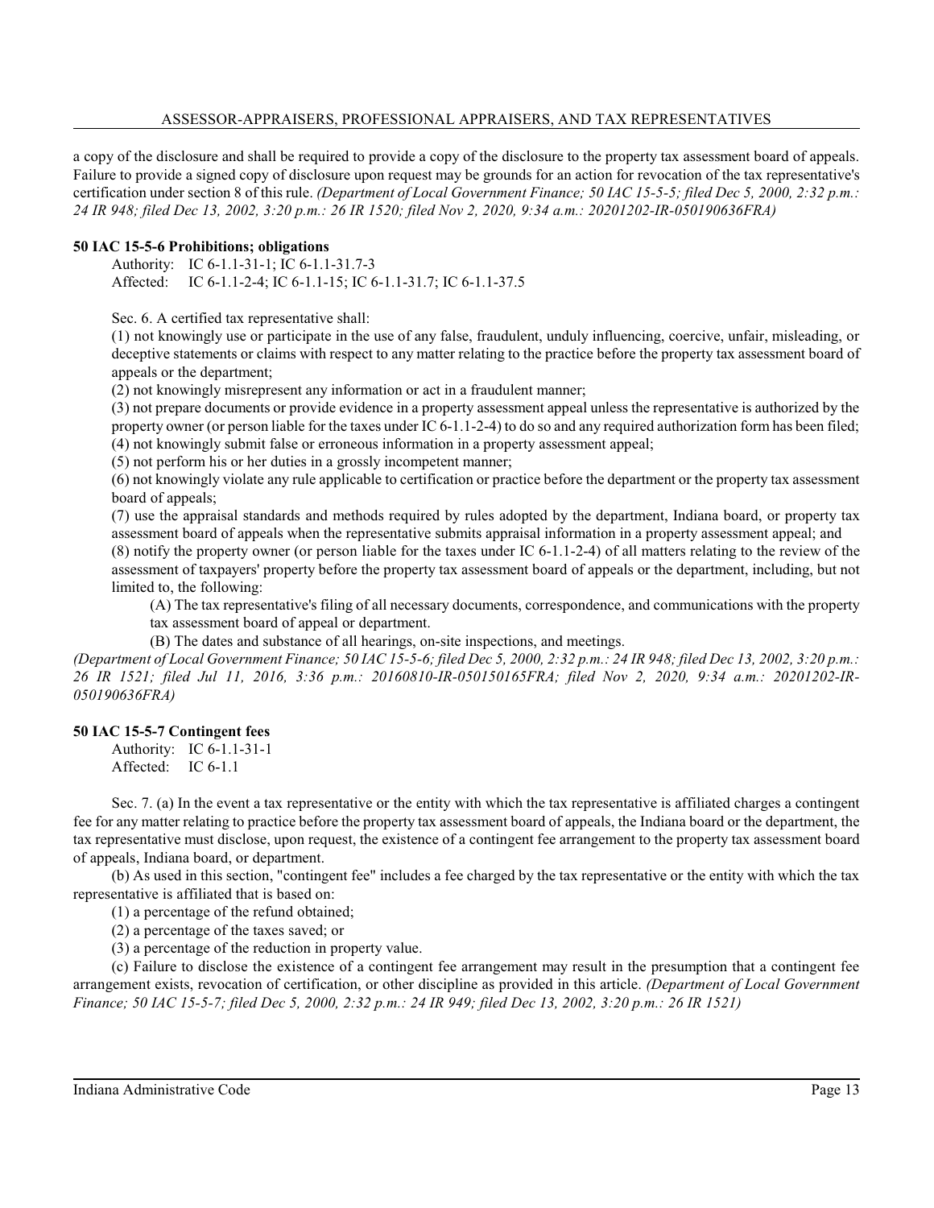a copy of the disclosure and shall be required to provide a copy of the disclosure to the property tax assessment board of appeals. Failure to provide a signed copy of disclosure upon request may be grounds for an action for revocation of the tax representative's certification under section 8 of this rule. *(Department of Local Government Finance; 50 IAC 15-5-5; filed Dec 5, 2000, 2:32 p.m.: 24 IR 948; filed Dec 13, 2002, 3:20 p.m.: 26 IR 1520; filed Nov 2, 2020, 9:34 a.m.: 20201202-IR-050190636FRA)*

**50 IAC 15-5-6 Prohibitions; obligations**

Authority: IC 6-1.1-31-1; IC 6-1.1-31.7-3
Affected: IC 6-1.1-2-4; IC 6-1.1-15; IC 6-1.1-31.7; IC 6-1.1-37.5

Sec. 6. A certified tax representative shall:

(1) not knowingly use or participate in the use of any false, fraudulent, unduly influencing, coercive, unfair, misleading, or deceptive statements or claims with respect to any matter relating to the practice before the property tax assessment board of appeals or the department;

(2) not knowingly misrepresent any information or act in a fraudulent manner;

(3) not prepare documents or provide evidence in a property assessment appeal unless the representative is authorized by the property owner (or person liable for the taxes under IC 6-1.1-2-4) to do so and any required authorization form has been filed;

(4) not knowingly submit false or erroneous information in a property assessment appeal;

(5) not perform his or her duties in a grossly incompetent manner;

(6) not knowingly violate any rule applicable to certification or practice before the department or the property tax assessment board of appeals;

(7) use the appraisal standards and methods required by rules adopted by the department, Indiana board, or property tax assessment board of appeals when the representative submits appraisal information in a property assessment appeal; and

(8) notify the property owner (or person liable for the taxes under IC 6-1.1-2-4) of all matters relating to the review of the assessment of taxpayers' property before the property tax assessment board of appeals or the department, including, but not limited to, the following:

(A) The tax representative's filing of all necessary documents, correspondence, and communications with the property tax assessment board of appeal or department.

(B) The dates and substance of all hearings, on-site inspections, and meetings.

*(Department of Local Government Finance; 50 IAC 15-5-6; filed Dec 5, 2000, 2:32 p.m.: 24 IR 948; filed Dec 13, 2002, 3:20 p.m.: 26 IR 1521; filed Jul 11, 2016, 3:36 p.m.: 20160810-IR-050150165FRA; filed Nov 2, 2020, 9:34 a.m.: 20201202-IR-050190636FRA)*

**50 IAC 15-5-7 Contingent fees**

Authority: IC 6-1.1-31-1
Affected: IC 6-1.1

Sec. 7. (a) In the event a tax representative or the entity with which the tax representative is affiliated charges a contingent fee for any matter relating to practice before the property tax assessment board of appeals, the Indiana board or the department, the tax representative must disclose, upon request, the existence of a contingent fee arrangement to the property tax assessment board of appeals, Indiana board, or department.

(b) As used in this section, "contingent fee" includes a fee charged by the tax representative or the entity with which the tax representative is affiliated that is based on:

(1) a percentage of the refund obtained;

(2) a percentage of the taxes saved; or

(3) a percentage of the reduction in property value.

(c) Failure to disclose the existence of a contingent fee arrangement may result in the presumption that a contingent fee arrangement exists, revocation of certification, or other discipline as provided in this article. *(Department of Local Government Finance; 50 IAC 15-5-7; filed Dec 5, 2000, 2:32 p.m.: 24 IR 949; filed Dec 13, 2002, 3:20 p.m.: 26 IR 1521)*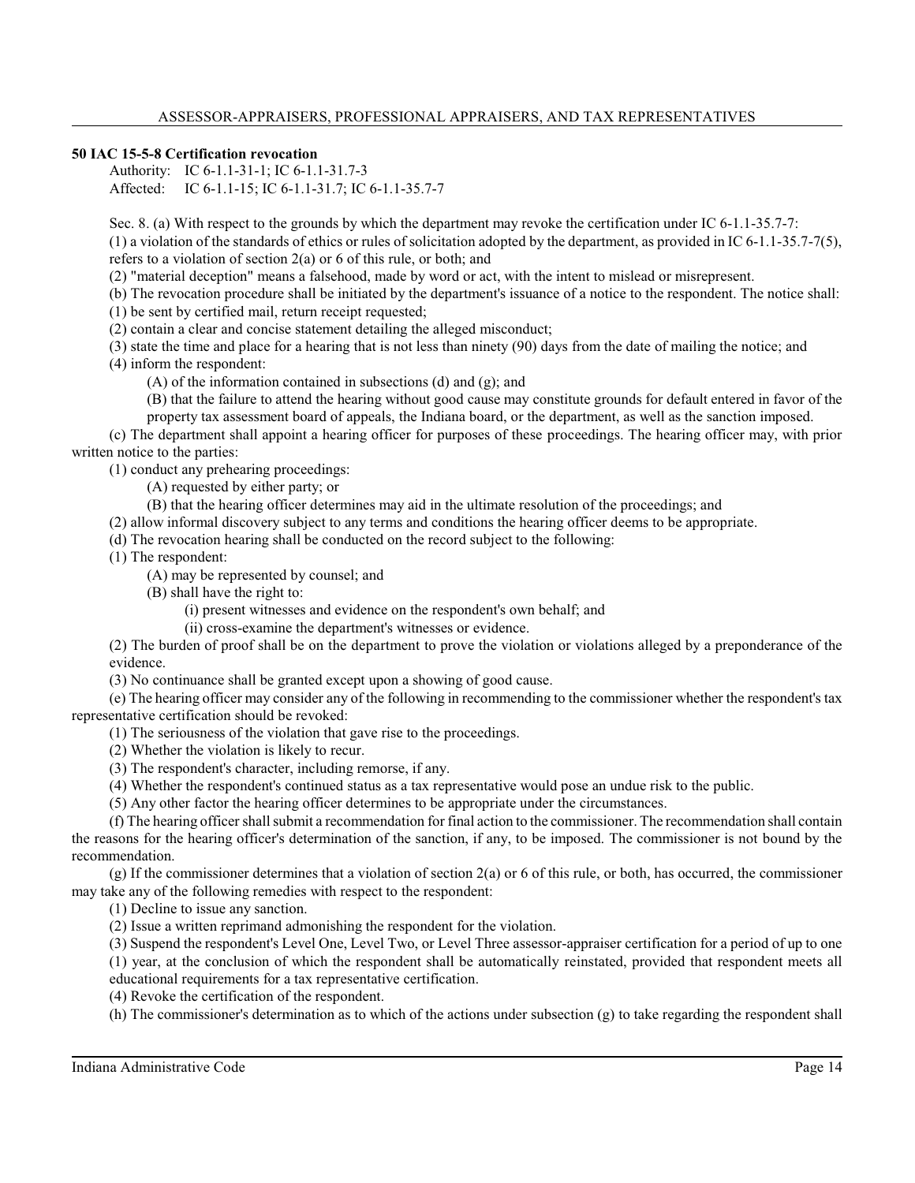**50 IAC 15-5-8 Certification revocation**

Authority: IC 6-1.1-31-1; IC 6-1.1-31.7-3
Affected: IC 6-1.1-15; IC 6-1.1-31.7; IC 6-1.1-35.7-7

Sec. 8. (a) With respect to the grounds by which the department may revoke the certification under IC 6-1.1-35.7-7:

(1) a violation of the standards of ethics or rules of solicitation adopted by the department, as provided in IC 6-1.1-35.7-7(5), refers to a violation of section 2(a) or 6 of this rule, or both; and

(2) "material deception" means a falsehood, made by word or act, with the intent to mislead or misrepresent.

(b) The revocation procedure shall be initiated by the department's issuance of a notice to the respondent. The notice shall:

(1) be sent by certified mail, return receipt requested;

(2) contain a clear and concise statement detailing the alleged misconduct;

(3) state the time and place for a hearing that is not less than ninety (90) days from the date of mailing the notice; and

(4) inform the respondent:

(A) of the information contained in subsections (d) and (g); and

(B) that the failure to attend the hearing without good cause may constitute grounds for default entered in favor of the property tax assessment board of appeals, the Indiana board, or the department, as well as the sanction imposed.

(c) The department shall appoint a hearing officer for purposes of these proceedings. The hearing officer may, with prior written notice to the parties:

(1) conduct any prehearing proceedings:

(A) requested by either party; or

(B) that the hearing officer determines may aid in the ultimate resolution of the proceedings; and

(2) allow informal discovery subject to any terms and conditions the hearing officer deems to be appropriate.

(d) The revocation hearing shall be conducted on the record subject to the following:

(1) The respondent:

(A) may be represented by counsel; and

(B) shall have the right to:

(i) present witnesses and evidence on the respondent's own behalf; and

(ii) cross-examine the department's witnesses or evidence.

(2) The burden of proof shall be on the department to prove the violation or violations alleged by a preponderance of the evidence.

(3) No continuance shall be granted except upon a showing of good cause.

(e) The hearing officer may consider any of the following in recommending to the commissioner whether the respondent's tax representative certification should be revoked:

(1) The seriousness of the violation that gave rise to the proceedings.

(2) Whether the violation is likely to recur.

(3) The respondent's character, including remorse, if any.

(4) Whether the respondent's continued status as a tax representative would pose an undue risk to the public.

(5) Any other factor the hearing officer determines to be appropriate under the circumstances.

(f) The hearing officer shall submit a recommendation for final action to the commissioner. The recommendation shall contain the reasons for the hearing officer's determination of the sanction, if any, to be imposed. The commissioner is not bound by the recommendation.

(g) If the commissioner determines that a violation of section 2(a) or 6 of this rule, or both, has occurred, the commissioner may take any of the following remedies with respect to the respondent:

(1) Decline to issue any sanction.

(2) Issue a written reprimand admonishing the respondent for the violation.

(3) Suspend the respondent's Level One, Level Two, or Level Three assessor-appraiser certification for a period of up to one (1) year, at the conclusion of which the respondent shall be automatically reinstated, provided that respondent meets all educational requirements for a tax representative certification.

(4) Revoke the certification of the respondent.

(h) The commissioner's determination as to which of the actions under subsection (g) to take regarding the respondent shall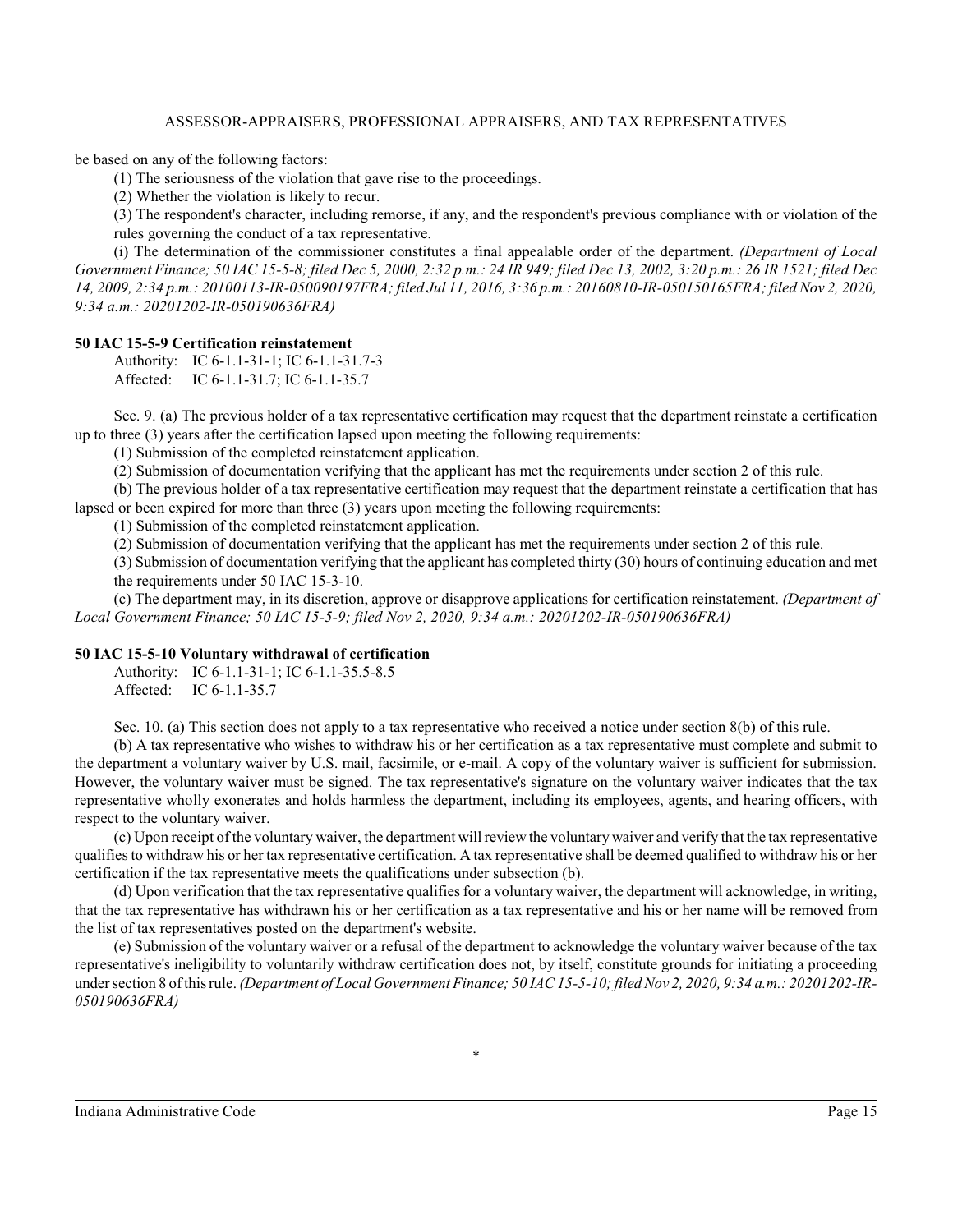be based on any of the following factors:

(1) The seriousness of the violation that gave rise to the proceedings.

(2) Whether the violation is likely to recur.

(3) The respondent's character, including remorse, if any, and the respondent's previous compliance with or violation of the rules governing the conduct of a tax representative.

(i) The determination of the commissioner constitutes a final appealable order of the department. *(Department of Local Government Finance; 50 IAC 15-5-8; filed Dec 5, 2000, 2:32 p.m.: 24 IR 949; filed Dec 13, 2002, 3:20 p.m.: 26 IR 1521; filed Dec 14, 2009, 2:34 p.m.: 20100113-IR-050090197FRA; filed Jul 11, 2016, 3:36 p.m.: 20160810-IR-050150165FRA; filed Nov 2, 2020, 9:34 a.m.: 20201202-IR-050190636FRA)*

**50 IAC 15-5-9 Certification reinstatement**

Authority: IC 6-1.1-31-1; IC 6-1.1-31.7-3
Affected: IC 6-1.1-31.7; IC 6-1.1-35.7

Sec. 9. (a) The previous holder of a tax representative certification may request that the department reinstate a certification up to three (3) years after the certification lapsed upon meeting the following requirements:

(1) Submission of the completed reinstatement application.

(2) Submission of documentation verifying that the applicant has met the requirements under section 2 of this rule.

(b) The previous holder of a tax representative certification may request that the department reinstate a certification that has lapsed or been expired for more than three (3) years upon meeting the following requirements:

(1) Submission of the completed reinstatement application.

(2) Submission of documentation verifying that the applicant has met the requirements under section 2 of this rule.

(3) Submission of documentation verifying that the applicant has completed thirty (30) hours of continuing education and met the requirements under 50 IAC 15-3-10.

(c) The department may, in its discretion, approve or disapprove applications for certification reinstatement. *(Department of Local Government Finance; 50 IAC 15-5-9; filed Nov 2, 2020, 9:34 a.m.: 20201202-IR-050190636FRA)*

**50 IAC 15-5-10 Voluntary withdrawal of certification**

Authority: IC 6-1.1-31-1; IC 6-1.1-35.5-8.5
Affected: IC 6-1.1-35.7

Sec. 10. (a) This section does not apply to a tax representative who received a notice under section 8(b) of this rule.

(b) A tax representative who wishes to withdraw his or her certification as a tax representative must complete and submit to the department a voluntary waiver by U.S. mail, facsimile, or e-mail. A copy of the voluntary waiver is sufficient for submission. However, the voluntary waiver must be signed. The tax representative's signature on the voluntary waiver indicates that the tax representative wholly exonerates and holds harmless the department, including its employees, agents, and hearing officers, with respect to the voluntary waiver.

(c) Upon receipt of the voluntary waiver, the department will review the voluntary waiver and verify that the tax representative qualifies to withdraw his or her tax representative certification. A tax representative shall be deemed qualified to withdraw his or her certification if the tax representative meets the qualifications under subsection (b).

(d) Upon verification that the tax representative qualifies for a voluntary waiver, the department will acknowledge, in writing, that the tax representative has withdrawn his or her certification as a tax representative and his or her name will be removed from the list of tax representatives posted on the department's website.

(e) Submission of the voluntary waiver or a refusal of the department to acknowledge the voluntary waiver because of the tax representative's ineligibility to voluntarily withdraw certification does not, by itself, constitute grounds for initiating a proceeding under section 8 of this rule. *(Department of Local Government Finance; 50 IAC 15-5-10; filed Nov 2, 2020, 9:34 a.m.: 20201202-IR-050190636FRA)*

*